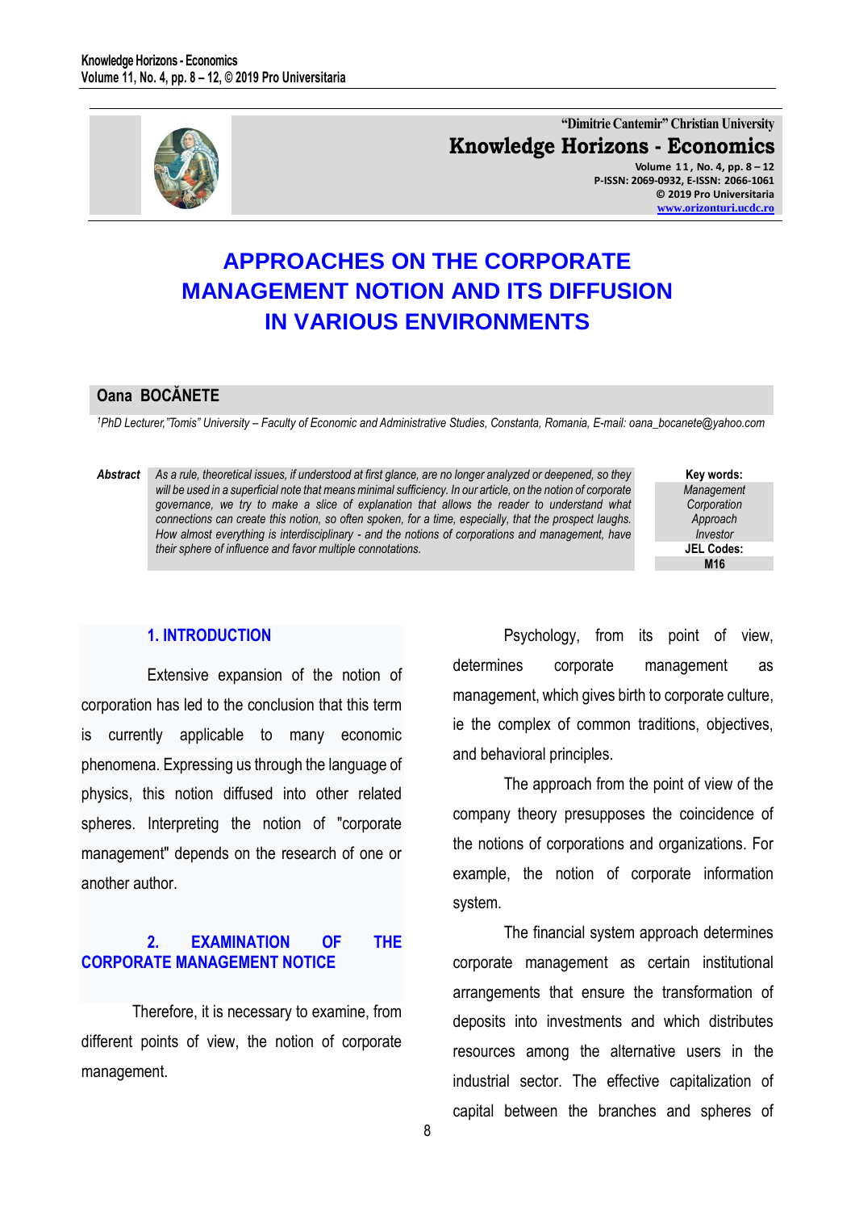"Dimitrie Cantemir" Christian University

**Knowledge Horizons - Economics**

Volume 11, No. 4, pp. 8 – 12
P-ISSN: 2069-0932, E-ISSN: 2066-1061
© 2019 Pro Universitaria
www.orizonturi.ucdc.ro

# APPROACHES ON THE CORPORATE MANAGEMENT NOTION AND ITS DIFFUSION IN VARIOUS ENVIRONMENTS

**Oana BOCĂNETE**

*[1]PhD Lecturer,"Tomis" University – Faculty of Economic and Administrative Studies, Constanta, Romania, E-mail: oana_bocanete@yahoo.com*

**Abstract** *As a rule, theoretical issues, if understood at first glance, are no longer analyzed or deepened, so they will be used in a superficial note that means minimal sufficiency. In our article, on the notion of corporate governance, we try to make a slice of explanation that allows the reader to understand what connections can create this notion, so often spoken, for a time, especially, that the prospect laughs. How almost everything is interdisciplinary - and the notions of corporations and management, have their sphere of influence and favor multiple connotations.*

**Key words:** *Management, Corporation, Approach, Investor*

**JEL Codes:** M16

## 1. INTRODUCTION

Extensive expansion of the notion of corporation has led to the conclusion that this term is currently applicable to many economic phenomena. Expressing us through the language of physics, this notion diffused into other related spheres. Interpreting the notion of "corporate management" depends on the research of one or another author.

## 2. EXAMINATION OF THE CORPORATE MANAGEMENT NOTICE

Therefore, it is necessary to examine, from different points of view, the notion of corporate management.

Psychology, from its point of view, determines corporate management as management, which gives birth to corporate culture, ie the complex of common traditions, objectives, and behavioral principles.

The approach from the point of view of the company theory presupposes the coincidence of the notions of corporations and organizations. For example, the notion of corporate information system.

The financial system approach determines corporate management as certain institutional arrangements that ensure the transformation of deposits into investments and which distributes resources among the alternative users in the industrial sector. The effective capitalization of capital between the branches and spheres of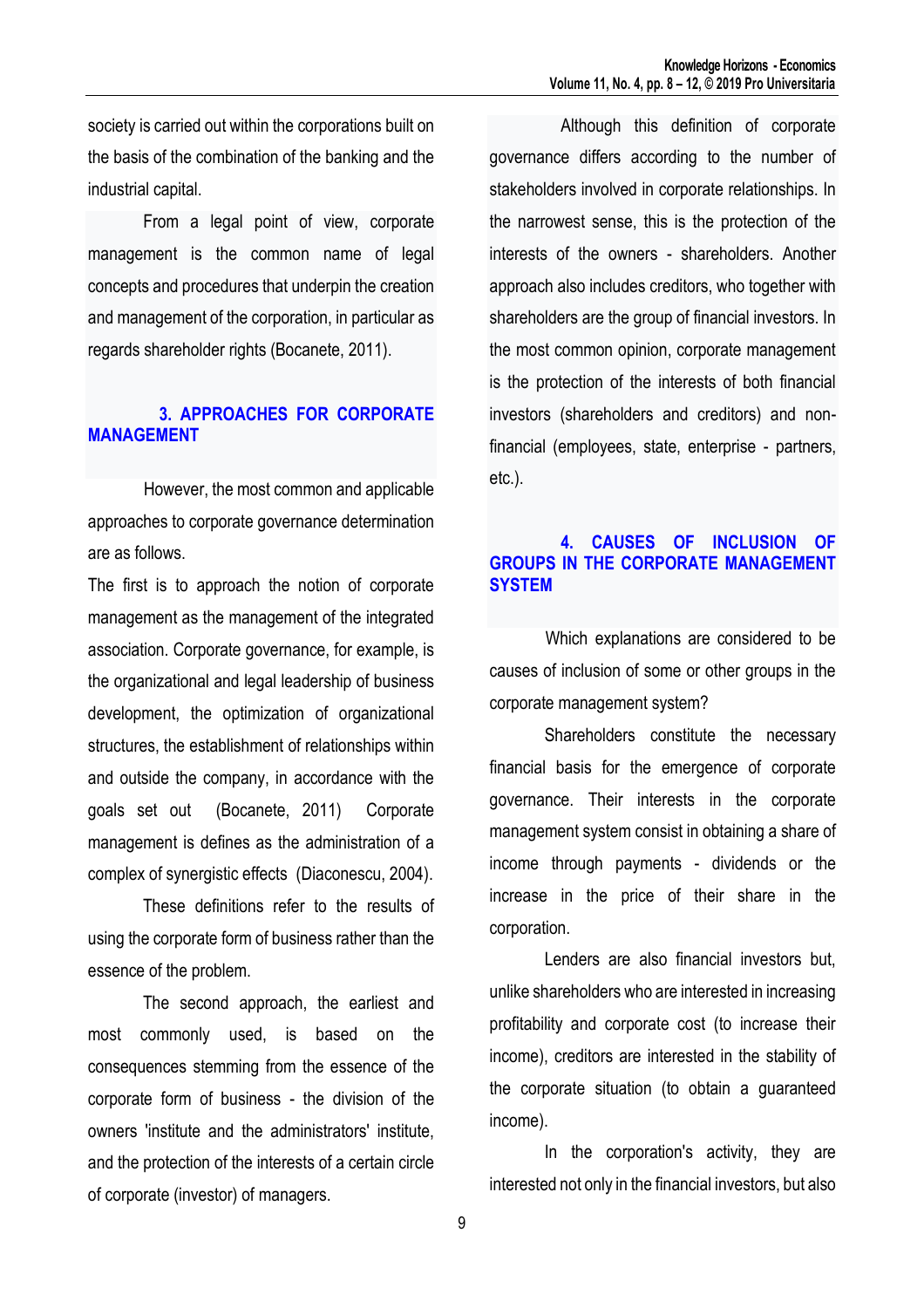society is carried out within the corporations built on the basis of the combination of the banking and the industrial capital.

From a legal point of view, corporate management is the common name of legal concepts and procedures that underpin the creation and management of the corporation, in particular as regards shareholder rights (Bocanete, 2011).

## 3. APPROACHES FOR CORPORATE MANAGEMENT

However, the most common and applicable approaches to corporate governance determination are as follows.

The first is to approach the notion of corporate management as the management of the integrated association. Corporate governance, for example, is the organizational and legal leadership of business development, the optimization of organizational structures, the establishment of relationships within and outside the company, in accordance with the goals set out (Bocanete, 2011) Corporate management is defines as the administration of a complex of synergistic effects (Diaconescu, 2004).

These definitions refer to the results of using the corporate form of business rather than the essence of the problem.

The second approach, the earliest and most commonly used, is based on the consequences stemming from the essence of the corporate form of business - the division of the owners 'institute and the administrators' institute, and the protection of the interests of a certain circle of corporate (investor) of managers.

Although this definition of corporate governance differs according to the number of stakeholders involved in corporate relationships. In the narrowest sense, this is the protection of the interests of the owners - shareholders. Another approach also includes creditors, who together with shareholders are the group of financial investors. In the most common opinion, corporate management is the protection of the interests of both financial investors (shareholders and creditors) and non-financial (employees, state, enterprise - partners, etc.).

## 4. CAUSES OF INCLUSION OF GROUPS IN THE CORPORATE MANAGEMENT SYSTEM

Which explanations are considered to be causes of inclusion of some or other groups in the corporate management system?

Shareholders constitute the necessary financial basis for the emergence of corporate governance. Their interests in the corporate management system consist in obtaining a share of income through payments - dividends or the increase in the price of their share in the corporation.

Lenders are also financial investors but, unlike shareholders who are interested in increasing profitability and corporate cost (to increase their income), creditors are interested in the stability of the corporate situation (to obtain a guaranteed income).

In the corporation's activity, they are interested not only in the financial investors, but also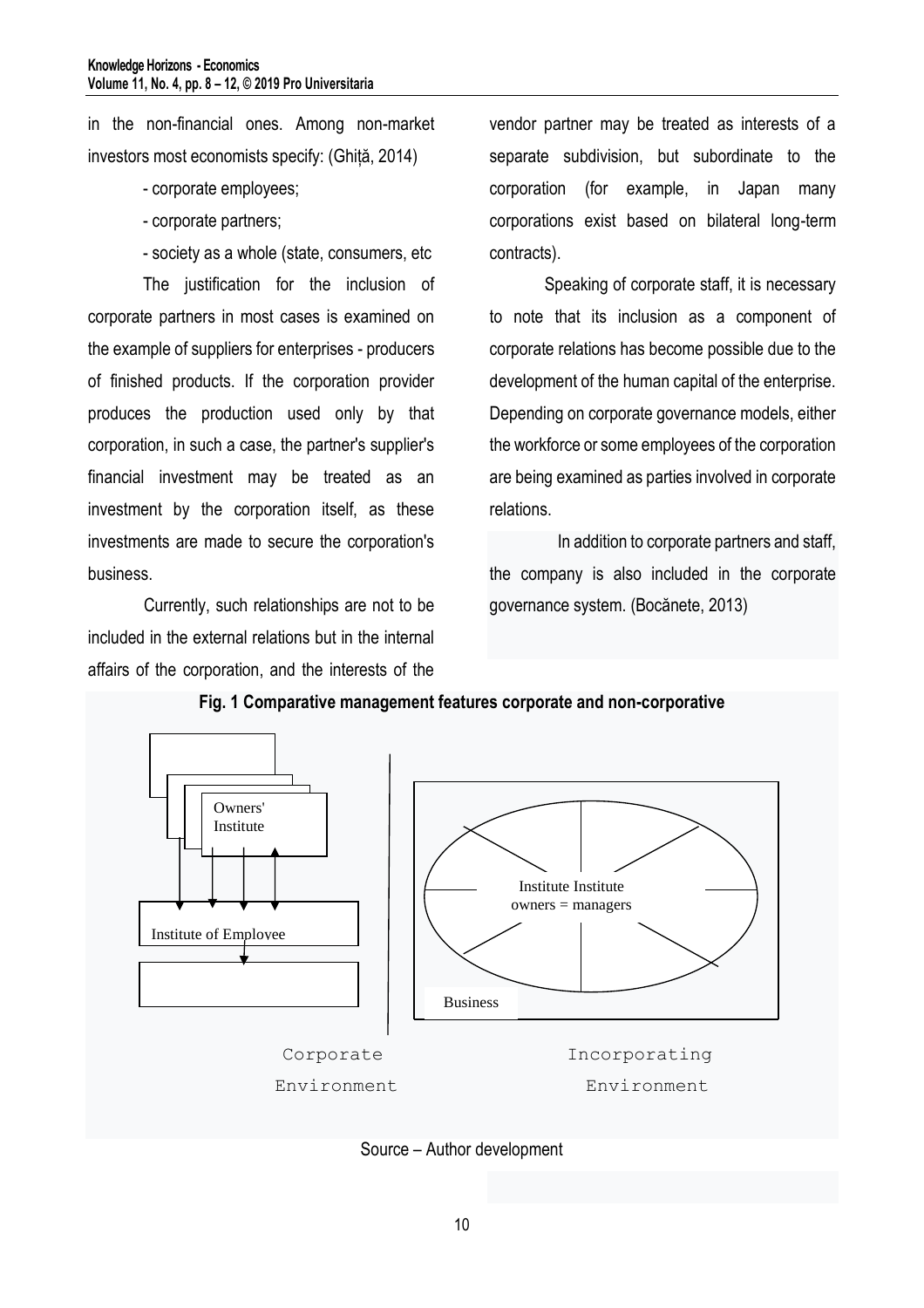in the non-financial ones. Among non-market investors most economists specify: (Ghiță, 2014)

- corporate employees;
- corporate partners;
- society as a whole (state, consumers, etc

The justification for the inclusion of corporate partners in most cases is examined on the example of suppliers for enterprises - producers of finished products. If the corporation provider produces the production used only by that corporation, in such a case, the partner's supplier's financial investment may be treated as an investment by the corporation itself, as these investments are made to secure the corporation's business.

Currently, such relationships are not to be included in the external relations but in the internal affairs of the corporation, and the interests of the vendor partner may be treated as interests of a separate subdivision, but subordinate to the corporation (for example, in Japan many corporations exist based on bilateral long-term contracts).

Speaking of corporate staff, it is necessary to note that its inclusion as a component of corporate relations has become possible due to the development of the human capital of the enterprise. Depending on corporate governance models, either the workforce or some employees of the corporation are being examined as parties involved in corporate relations.

In addition to corporate partners and staff, the company is also included in the corporate governance system. (Bocănete, 2013)

**Fig. 1 Comparative management features corporate and non-corporative**

Owners' Institute

Institute of Employee

Institute Institute owners = managers

Business

Corporate Environment

Incorporating Environment

Source – Author development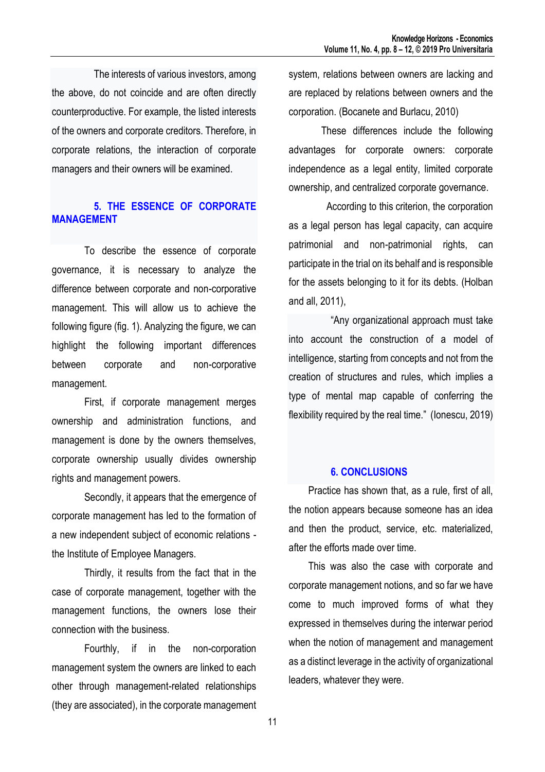The interests of various investors, among the above, do not coincide and are often directly counterproductive. For example, the listed interests of the owners and corporate creditors. Therefore, in corporate relations, the interaction of corporate managers and their owners will be examined.

## 5. THE ESSENCE OF CORPORATE MANAGEMENT

To describe the essence of corporate governance, it is necessary to analyze the difference between corporate and non-corporative management. This will allow us to achieve the following figure (fig. 1). Analyzing the figure, we can highlight the following important differences between corporate and non-corporative management.

First, if corporate management merges ownership and administration functions, and management is done by the owners themselves, corporate ownership usually divides ownership rights and management powers.

Secondly, it appears that the emergence of corporate management has led to the formation of a new independent subject of economic relations - the Institute of Employee Managers.

Thirdly, it results from the fact that in the case of corporate management, together with the management functions, the owners lose their connection with the business.

Fourthly, if in the non-corporation management system the owners are linked to each other through management-related relationships (they are associated), in the corporate management system, relations between owners are lacking and are replaced by relations between owners and the corporation. (Bocanete and Burlacu, 2010)

These differences include the following advantages for corporate owners: corporate independence as a legal entity, limited corporate ownership, and centralized corporate governance.

According to this criterion, the corporation as a legal person has legal capacity, can acquire patrimonial and non-patrimonial rights, can participate in the trial on its behalf and is responsible for the assets belonging to it for its debts. (Holban and all, 2011),

"Any organizational approach must take into account the construction of a model of intelligence, starting from concepts and not from the creation of structures and rules, which implies a type of mental map capable of conferring the flexibility required by the real time." (Ionescu, 2019)

## 6. CONCLUSIONS

Practice has shown that, as a rule, first of all, the notion appears because someone has an idea and then the product, service, etc. materialized, after the efforts made over time.

This was also the case with corporate and corporate management notions, and so far we have come to much improved forms of what they expressed in themselves during the interwar period when the notion of management and management as a distinct leverage in the activity of organizational leaders, whatever they were.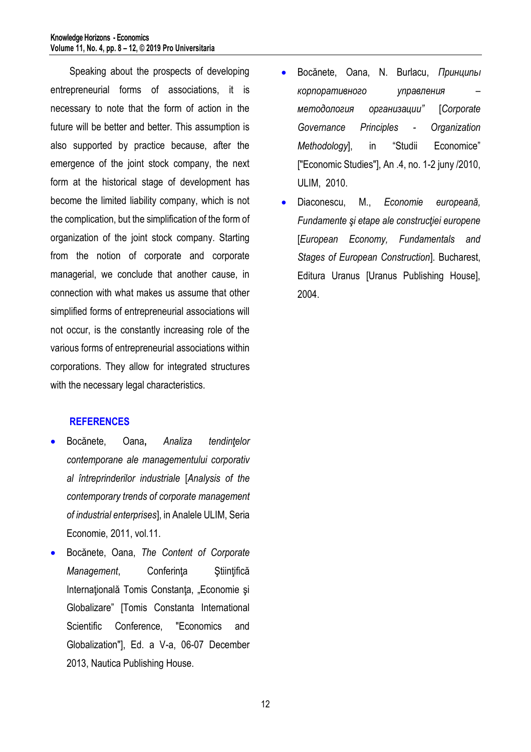Speaking about the prospects of developing entrepreneurial forms of associations, it is necessary to note that the form of action in the future will be better and better. This assumption is also supported by practice because, after the emergence of the joint stock company, the next form at the historical stage of development has become the limited liability company, which is not the complication, but the simplification of the form of organization of the joint stock company. Starting from the notion of corporate and corporate managerial, we conclude that another cause, in connection with what makes us assume that other simplified forms of entrepreneurial associations will not occur, is the constantly increasing role of the various forms of entrepreneurial associations within corporations. They allow for integrated structures with the necessary legal characteristics.

## REFERENCES

- Bocănete, Oana**,** *Analiza tendinţelor contemporane ale managementului corporativ al întreprinderilor industriale* [*Analysis of the contemporary trends of corporate management of industrial enterprises*], in Analele ULIM, Seria Economie, 2011, vol.11.
- Bocănete, Oana, *The Content of Corporate Management*, Conferinţa Ştiinţifică Internaţională Tomis Constanţa, „Economie şi Globalizare" [Tomis Constanta International Scientific Conference, "Economics and Globalization"], Ed. a V-a, 06-07 December 2013, Nautica Publishing House.
- Bocănete, Oana, N. Burlacu, *Принципы корпоративного управления – методология организации"* [*Corporate Governance Principles - Organization Methodology*], in "Studii Economice" ["Economic Studies"], An .4, no. 1-2 juny /2010, ULIM, 2010.
- Diaconescu, M., *Economie europeană, Fundamente şi etape ale construcţiei europene* [*European Economy, Fundamentals and Stages of European Construction*]. Bucharest, Editura Uranus [Uranus Publishing House], 2004.